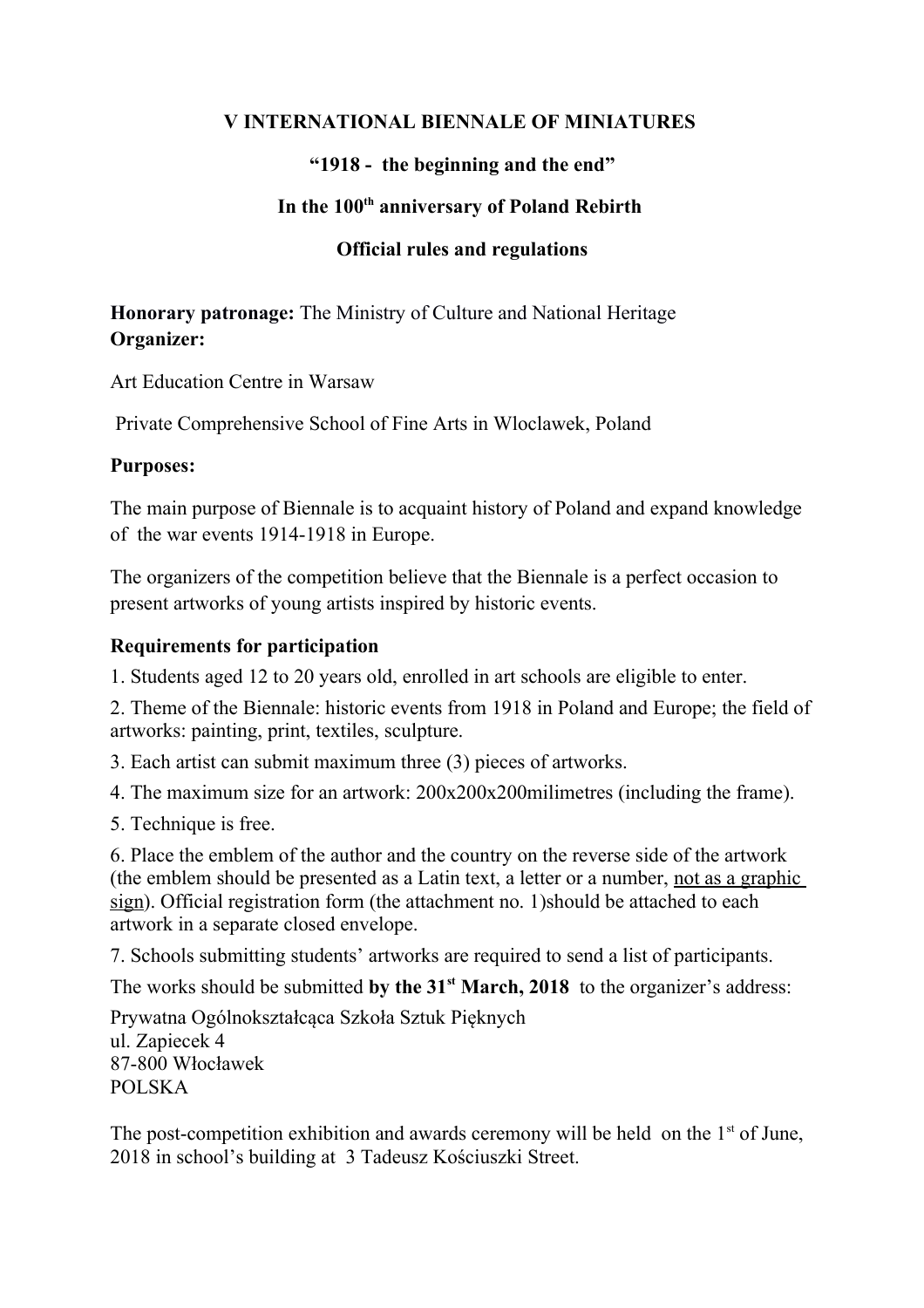# V INTERNATIONAL BIENNALE OF MINIATURES

## "1918 - the beginning and the end"

## In the 100th anniversary of Poland Rebirth

## Official rules and regulations

**Honorary patronage:** The Ministry of Culture and National Heritage
**Organizer:**

Art Education Centre in Warsaw

Private Comprehensive School of Fine Arts in Wloclawek, Poland

**Purposes:**

The main purpose of Biennale is to acquaint history of Poland and expand knowledge of the war events 1914-1918 in Europe.

The organizers of the competition believe that the Biennale is a perfect occasion to present artworks of young artists inspired by historic events.

**Requirements for participation**

1. Students aged 12 to 20 years old, enrolled in art schools are eligible to enter.
2. Theme of the Biennale: historic events from 1918 in Poland and Europe; the field of artworks: painting, print, textiles, sculpture.
3. Each artist can submit maximum three (3) pieces of artworks.
4. The maximum size for an artwork: 200x200x200milimetres (including the frame).
5. Technique is free.
6. Place the emblem of the author and the country on the reverse side of the artwork (the emblem should be presented as a Latin text, a letter or a number, <u>not as a graphic sign</u>). Official registration form (the attachment no. 1)should be attached to each artwork in a separate closed envelope.
7. Schools submitting students' artworks are required to send a list of participants.

The works should be submitted **by the 31st March, 2018** to the organizer's address:

Prywatna Ogólnokształcąca Szkoła Sztuk Pięknych
ul. Zapiecek 4
87-800 Włocławek
POLSKA

The post-competition exhibition and awards ceremony will be held on the 1st of June, 2018 in school's building at 3 Tadeusz Kościuszki Street.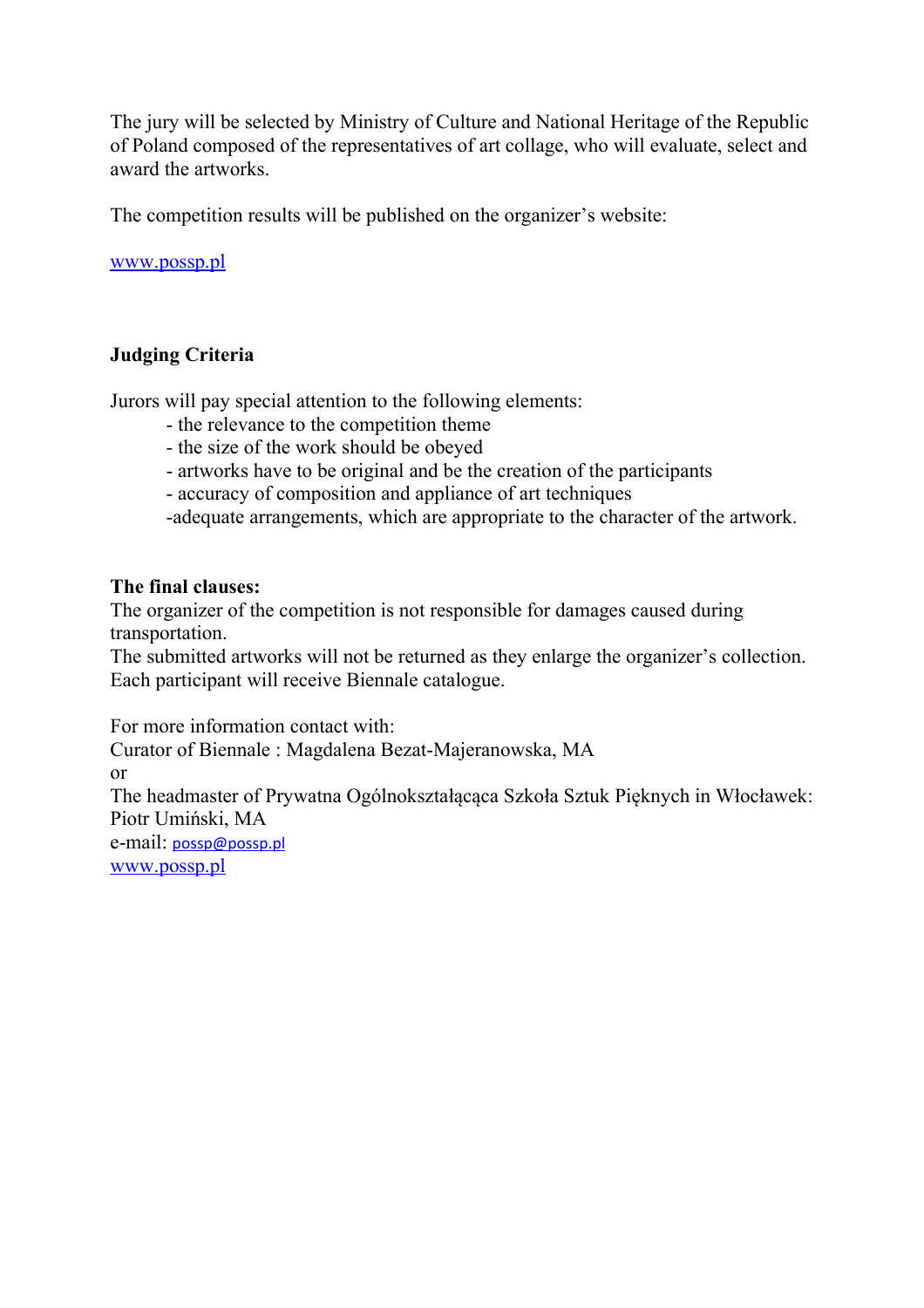The jury will be selected by Ministry of Culture and National Heritage of the Republic of Poland composed of the representatives of art collage, who will evaluate, select and award the artworks.

The competition results will be published on the organizer's website:

[www.possp.pl](http://www.possp.pl)

**Judging Criteria**

Jurors will pay special attention to the following elements:

- the relevance to the competition theme
- the size of the work should be obeyed
- artworks have to be original and be the creation of the participants
- accuracy of composition and appliance of art techniques
- adequate arrangements, which are appropriate to the character of the artwork.

**The final clauses:**

The organizer of the competition is not responsible for damages caused during transportation.

The submitted artworks will not be returned as they enlarge the organizer's collection.

Each participant will receive Biennale catalogue.

For more information contact with:

Curator of Biennale : Magdalena Bezat-Majeranowska, MA

or

The headmaster of Prywatna Ogólnokształcąca Szkoła Sztuk Pięknych in Włocławek: Piotr Umiński, MA

e-mail: [possp@possp.pl](mailto:possp@possp.pl)

[www.possp.pl](http://www.possp.pl)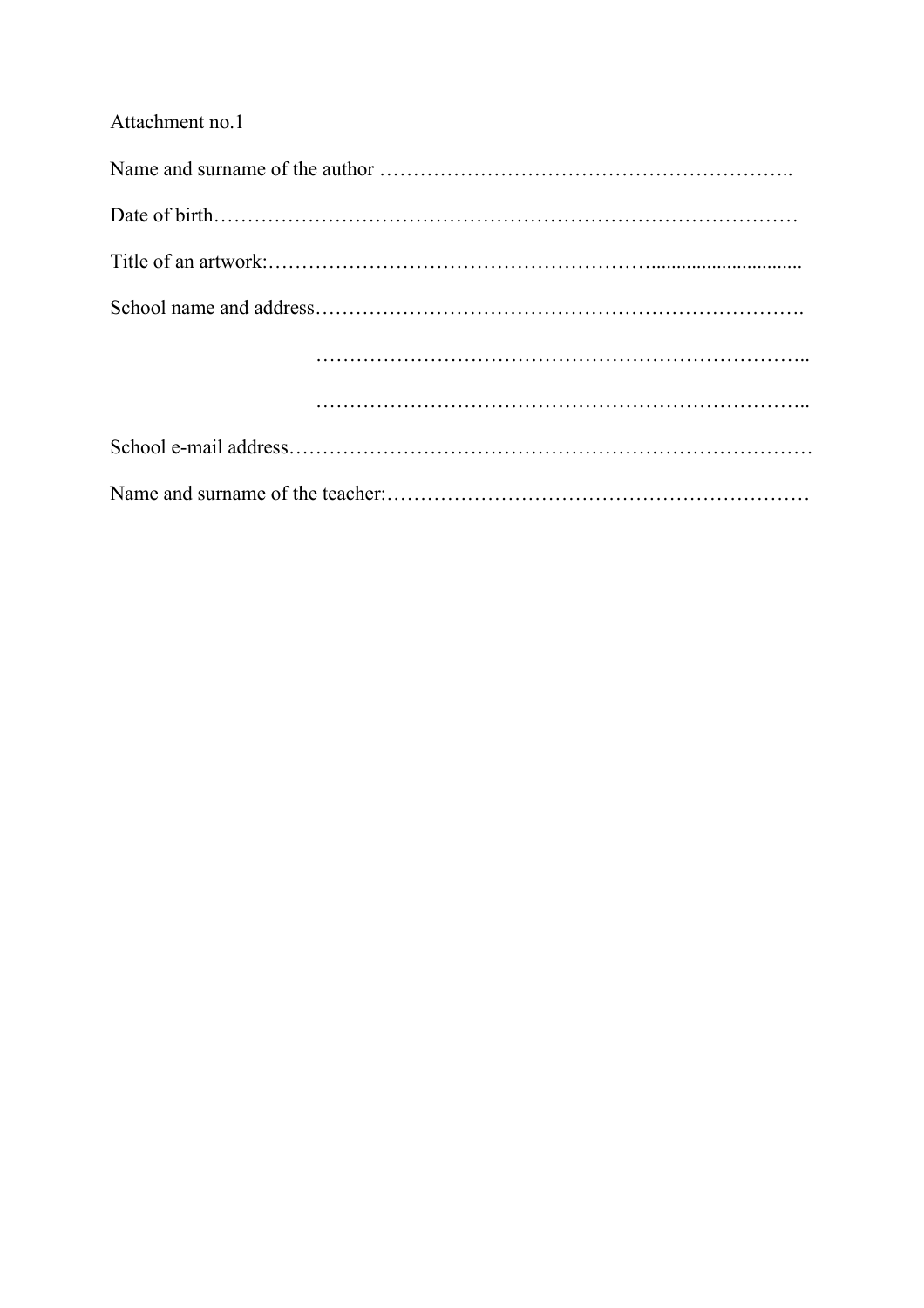Attachment no.1

Name and surname of the author ……………………………………………………..

Date of birth…………………………………………………………………………

Title of an artwork:………………………………………………...............................

School name and address……………………………………………………………….

……………………………………………………………….

……………………………………………………………….

School e-mail address…………………………………………………………………

Name and surname of the teacher:……………………………………………………